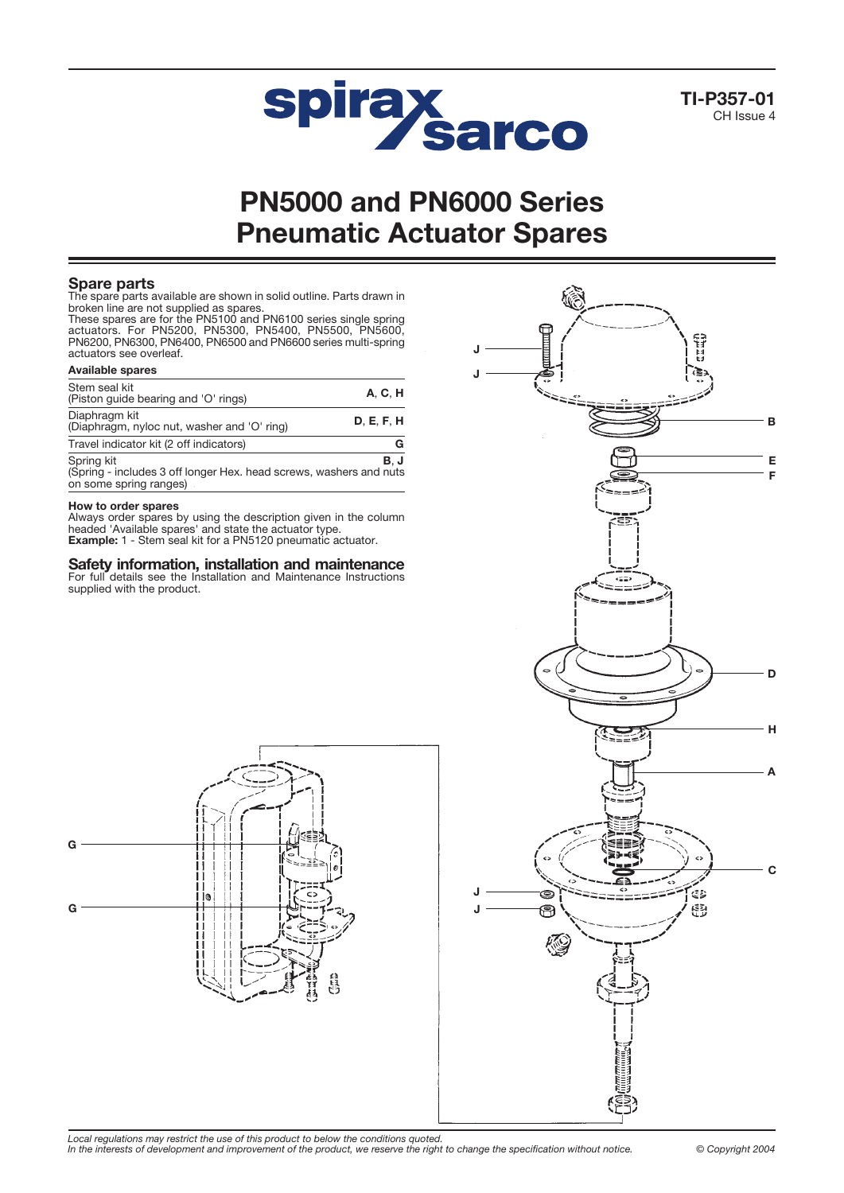TI-P357-01
CH Issue 4

# PN5000 and PN6000 Series Pneumatic Actuator Spares

## Spare parts

The spare parts available are shown in solid outline. Parts drawn in broken line are not supplied as spares.

These spares are for the PN5100 and PN6100 series single spring actuators. For PN5200, PN5300, PN5400, PN5500, PN5600, PN6200, PN6300, PN6400, PN6500 and PN6600 series multi-spring actuators see overleaf.

### Available spares

| | |
|---|---|
| Stem seal kit (Piston guide bearing and 'O' rings) | **A**, **C**, **H** |
| Diaphragm kit (Diaphragm, nyloc nut, washer and 'O' ring) | **D**, **E**, **F**, **H** |
| Travel indicator kit (2 off indicators) | **G** |
| Spring kit (Spring - includes 3 off longer Hex. head screws, washers and nuts on some spring ranges) | **B**, **J** |

### How to order spares

Always order spares by using the description given in the column headed 'Available spares' and state the actuator type.

**Example:** 1 - Stem seal kit for a PN5120 pneumatic actuator.

## Safety information, installation and maintenance

For full details see the Installation and Maintenance Instructions supplied with the product.

*Local regulations may restrict the use of this product to below the conditions quoted.*
*In the interests of development and improvement of the product, we reserve the right to change the specification without notice.*

© Copyright 2004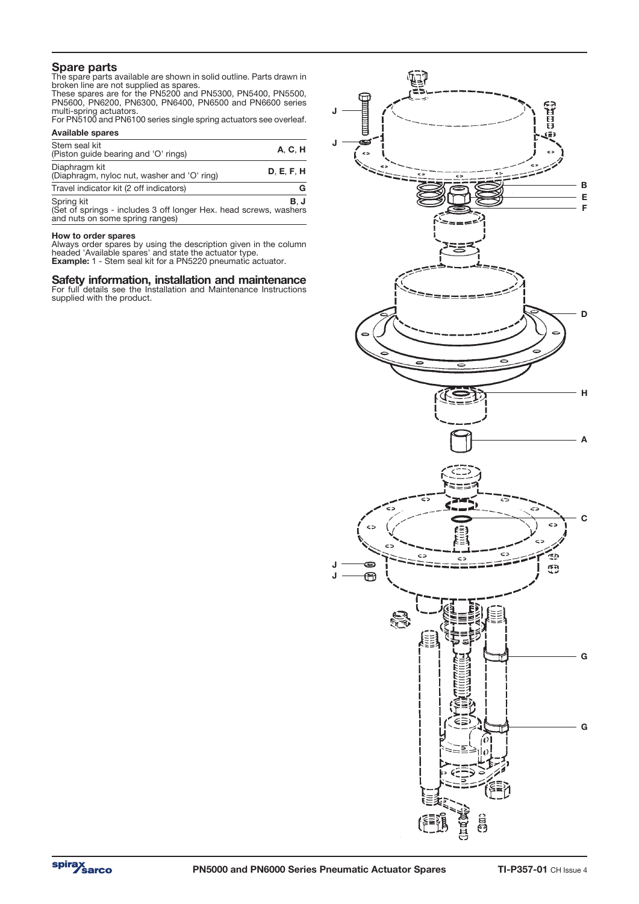## Spare parts

The spare parts available are shown in solid outline. Parts drawn in broken line are not supplied as spares.
These spares are for the PN5200 and PN5300, PN5400, PN5500, PN5600, PN6200, PN6300, PN6400, PN6500 and PN6600 series multi-spring actuators.
For PN5100 and PN6100 series single spring actuators see overleaf.

### Available spares

| | |
|---|---|
| Stem seal kit<br>(Piston guide bearing and 'O' rings) | **A**, **C**, **H** |
| Diaphragm kit<br>(Diaphragm, nyloc nut, washer and 'O' ring) | **D**, **E**, **F**, **H** |
| Travel indicator kit (2 off indicators) | **G** |
| Spring kit<br>(Set of springs - includes 3 off longer Hex. head screws, washers and nuts on some spring ranges) | **B**, **J** |

### How to order spares

Always order spares by using the description given in the column headed 'Available spares' and state the actuator type.
**Example:** 1 - Stem seal kit for a PN5220 pneumatic actuator.

## Safety information, installation and maintenance

For full details see the Installation and Maintenance Instructions supplied with the product.

J
J
B
E
F
D
H
A
C
J
J
G
G